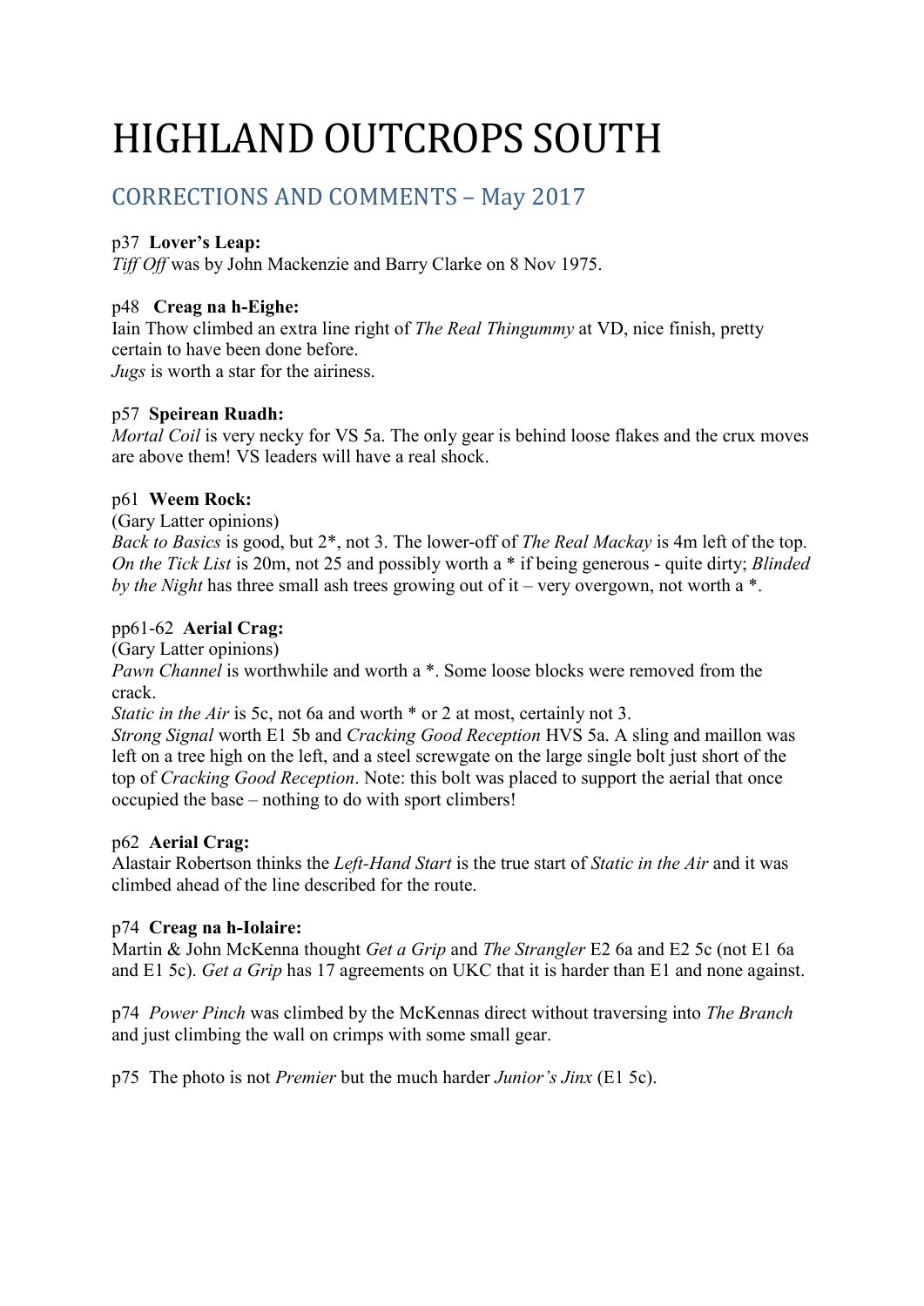# HIGHLAND OUTCROPS SOUTH

## CORRECTIONS AND COMMENTS – May 2017

p37 **Lover's Leap:**
*Tiff Off* was by John Mackenzie and Barry Clarke on 8 Nov 1975.

p48 **Creag na h-Eighe:**
Iain Thow climbed an extra line right of *The Real Thingummy* at VD, nice finish, pretty certain to have been done before.
*Jugs* is worth a star for the airiness.

p57 **Speirean Ruadh:**
*Mortal Coil* is very necky for VS 5a. The only gear is behind loose flakes and the crux moves are above them! VS leaders will have a real shock.

p61 **Weem Rock:**
(Gary Latter opinions)
*Back to Basics* is good, but 2*, not 3. The lower-off of *The Real Mackay* is 4m left of the top. *On the Tick List* is 20m, not 25 and possibly worth a * if being generous - quite dirty; *Blinded by the Night* has three small ash trees growing out of it – very overgown, not worth a *.

pp61-62 **Aerial Crag:**
(Gary Latter opinions)
*Pawn Channel* is worthwhile and worth a *. Some loose blocks were removed from the crack.
*Static in the Air* is 5c, not 6a and worth * or 2 at most, certainly not 3.
*Strong Signal* worth E1 5b and *Cracking Good Reception* HVS 5a. A sling and maillon was left on a tree high on the left, and a steel screwgate on the large single bolt just short of the top of *Cracking Good Reception*. Note: this bolt was placed to support the aerial that once occupied the base – nothing to do with sport climbers!

p62 **Aerial Crag:**
Alastair Robertson thinks the *Left-Hand Start* is the true start of *Static in the Air* and it was climbed ahead of the line described for the route.

p74 **Creag na h-Iolaire:**
Martin & John McKenna thought *Get a Grip* and *The Strangler* E2 6a and E2 5c (not E1 6a and E1 5c). *Get a Grip* has 17 agreements on UKC that it is harder than E1 and none against.

p74 *Power Pinch* was climbed by the McKennas direct without traversing into *The Branch* and just climbing the wall on crimps with some small gear.

p75 The photo is not *Premier* but the much harder *Junior's Jinx* (E1 5c).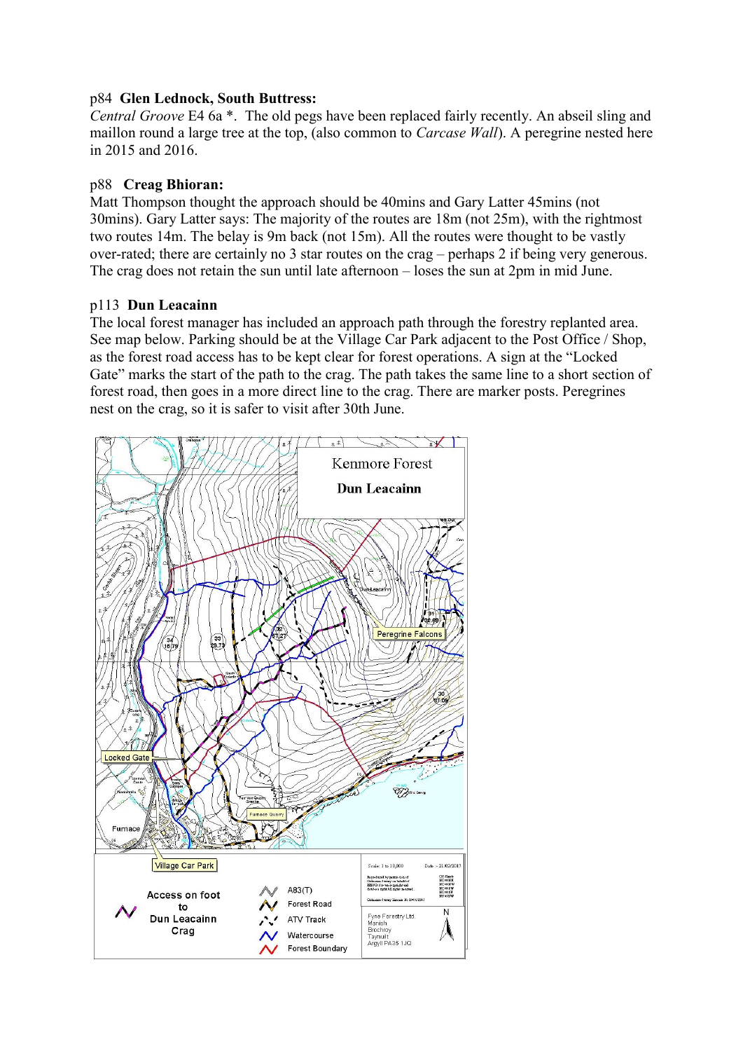p84 **Glen Lednock, South Buttress:**

*Central Groove* E4 6a *. The old pegs have been replaced fairly recently. An abseil sling and maillon round a large tree at the top, (also common to *Carcase Wall*). A peregrine nested here in 2015 and 2016.

p88 **Creag Bhioran:**

Matt Thompson thought the approach should be 40mins and Gary Latter 45mins (not 30mins). Gary Latter says: The majority of the routes are 18m (not 25m), with the rightmost two routes 14m. The belay is 9m back (not 15m). All the routes were thought to be vastly over-rated; there are certainly no 3 star routes on the crag – perhaps 2 if being very generous. The crag does not retain the sun until late afternoon – loses the sun at 2pm in mid June.

p113 **Dun Leacainn**

The local forest manager has included an approach path through the forestry replanted area. See map below. Parking should be at the Village Car Park adjacent to the Post Office / Shop, as the forest road access has to be kept clear for forest operations. A sign at the "Locked Gate" marks the start of the path to the crag. The path takes the same line to a short section of forest road, then goes in a more direct line to the crag. There are marker posts. Peregrines nest on the crag, so it is safer to visit after 30th June.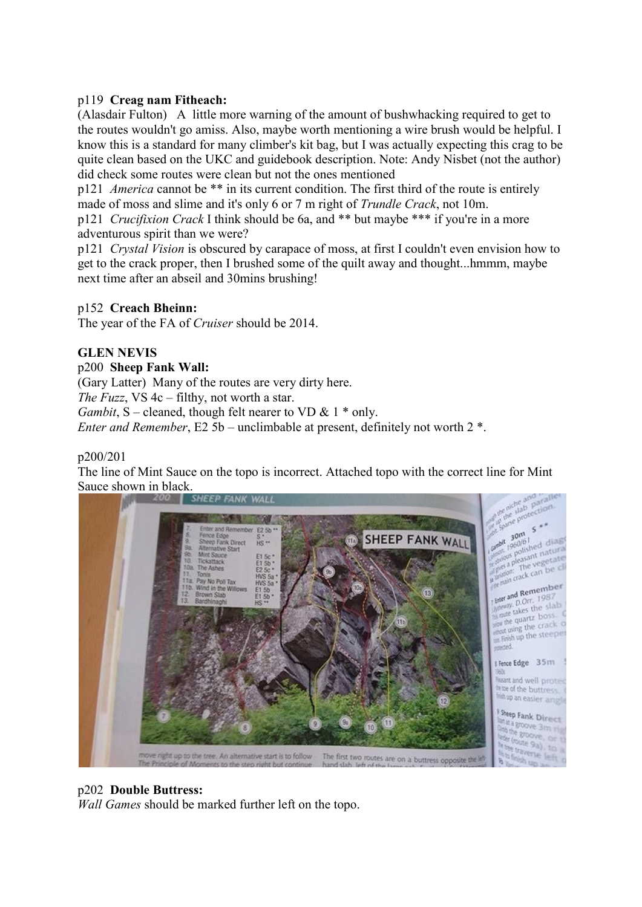p119 **Creag nam Fitheach:**

(Alasdair Fulton) A little more warning of the amount of bushwhacking required to get to the routes wouldn't go amiss. Also, maybe worth mentioning a wire brush would be helpful. I know this is a standard for many climber's kit bag, but I was actually expecting this crag to be quite clean based on the UKC and guidebook description. Note: Andy Nisbet (not the author) did check some routes were clean but not the ones mentioned

p121 *America* cannot be ** in its current condition. The first third of the route is entirely made of moss and slime and it's only 6 or 7 m right of *Trundle Crack*, not 10m.

p121 *Crucifixion Crack* I think should be 6a, and ** but maybe *** if you're in a more adventurous spirit than we were?

p121 *Crystal Vision* is obscured by carapace of moss, at first I couldn't even envision how to get to the crack proper, then I brushed some of the quilt away and thought...hmmm, maybe next time after an abseil and 30mins brushing!

p152 **Creach Bheinn:**

The year of the FA of *Cruiser* should be 2014.

**GLEN NEVIS**

p200 **Sheep Fank Wall:**

(Gary Latter) Many of the routes are very dirty here.

*The Fuzz*, VS 4c – filthy, not worth a star.

*Gambit*, S – cleaned, though felt nearer to VD & 1 * only.

*Enter and Remember*, E2 5b – unclimbable at present, definitely not worth 2 *.

p200/201

The line of Mint Sauce on the topo is incorrect. Attached topo with the correct line for Mint Sauce shown in black.

p202 **Double Buttress:**

*Wall Games* should be marked further left on the topo.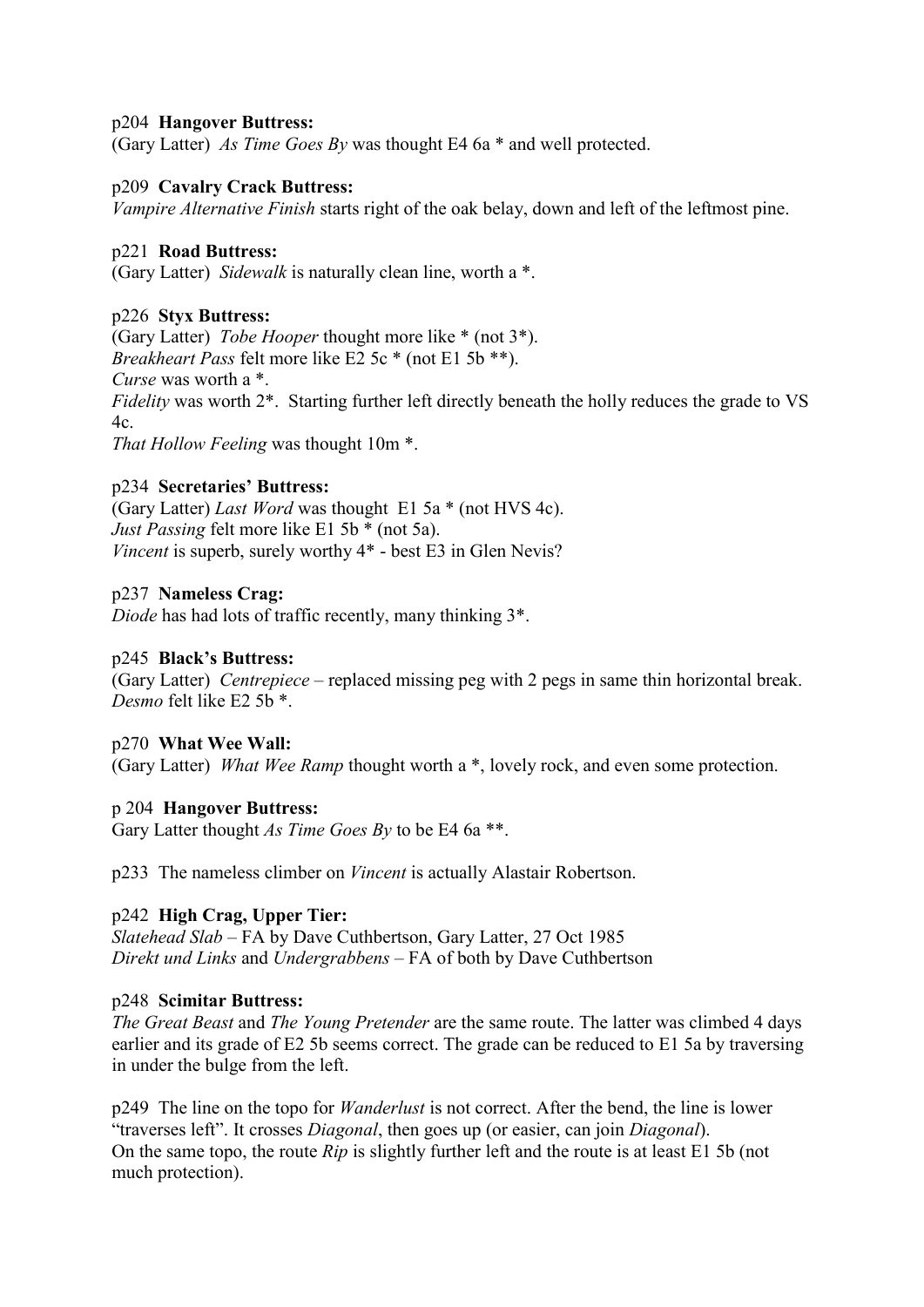p204 **Hangover Buttress:**
(Gary Latter) *As Time Goes By* was thought E4 6a * and well protected.

p209 **Cavalry Crack Buttress:**
*Vampire Alternative Finish* starts right of the oak belay, down and left of the leftmost pine.

p221 **Road Buttress:**
(Gary Latter) *Sidewalk* is naturally clean line, worth a *.

p226 **Styx Buttress:**
(Gary Latter) *Tobe Hooper* thought more like * (not 3*).
*Breakheart Pass* felt more like E2 5c * (not E1 5b **).
*Curse* was worth a *.
*Fidelity* was worth 2*. Starting further left directly beneath the holly reduces the grade to VS 4c.
*That Hollow Feeling* was thought 10m *.

p234 **Secretaries' Buttress:**
(Gary Latter) *Last Word* was thought E1 5a * (not HVS 4c).
*Just Passing* felt more like E1 5b * (not 5a).
*Vincent* is superb, surely worthy 4* - best E3 in Glen Nevis?

p237 **Nameless Crag:**
*Diode* has had lots of traffic recently, many thinking 3*.

p245 **Black's Buttress:**
(Gary Latter) *Centrepiece* – replaced missing peg with 2 pegs in same thin horizontal break.
*Desmo* felt like E2 5b *.

p270 **What Wee Wall:**
(Gary Latter) *What Wee Ramp* thought worth a *, lovely rock, and even some protection.

p 204 **Hangover Buttress:**
Gary Latter thought *As Time Goes By* to be E4 6a **.

p233 The nameless climber on *Vincent* is actually Alastair Robertson.

p242 **High Crag, Upper Tier:**
*Slatehead Slab* – FA by Dave Cuthbertson, Gary Latter, 27 Oct 1985
*Direkt und Links* and *Undergrabbens* – FA of both by Dave Cuthbertson

p248 **Scimitar Buttress:**
*The Great Beast* and *The Young Pretender* are the same route. The latter was climbed 4 days earlier and its grade of E2 5b seems correct. The grade can be reduced to E1 5a by traversing in under the bulge from the left.

p249 The line on the topo for *Wanderlust* is not correct. After the bend, the line is lower "traverses left". It crosses *Diagonal*, then goes up (or easier, can join *Diagonal*).
On the same topo, the route *Rip* is slightly further left and the route is at least E1 5b (not much protection).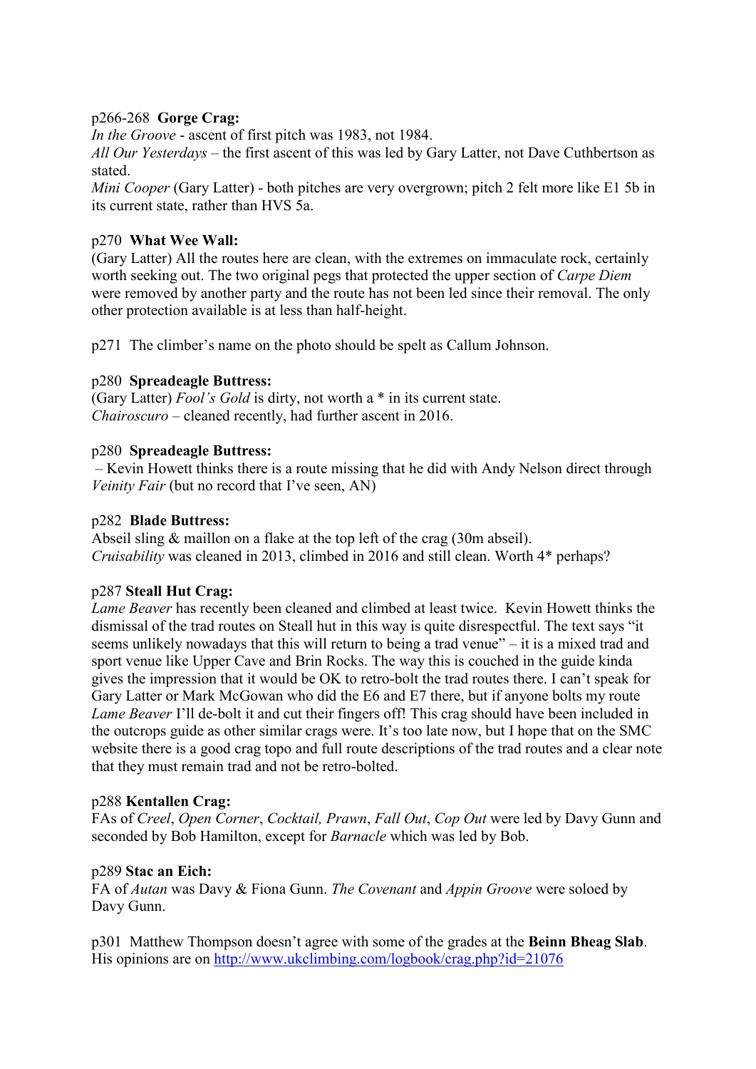p266-268 **Gorge Crag:**
*In the Groove* - ascent of first pitch was 1983, not 1984.
*All Our Yesterdays* – the first ascent of this was led by Gary Latter, not Dave Cuthbertson as stated.
*Mini Cooper* (Gary Latter) - both pitches are very overgrown; pitch 2 felt more like E1 5b in its current state, rather than HVS 5a.

p270 **What Wee Wall:**
(Gary Latter) All the routes here are clean, with the extremes on immaculate rock, certainly worth seeking out. The two original pegs that protected the upper section of *Carpe Diem* were removed by another party and the route has not been led since their removal. The only other protection available is at less than half-height.

p271 The climber's name on the photo should be spelt as Callum Johnson.

p280 **Spreadeagle Buttress:**
(Gary Latter) *Fool's Gold* is dirty, not worth a * in its current state.
*Chairoscuro* – cleaned recently, had further ascent in 2016.

p280 **Spreadeagle Buttress:**
– Kevin Howett thinks there is a route missing that he did with Andy Nelson direct through *Veinity Fair* (but no record that I've seen, AN)

p282 **Blade Buttress:**
Abseil sling & maillon on a flake at the top left of the crag (30m abseil).
*Cruisability* was cleaned in 2013, climbed in 2016 and still clean. Worth 4* perhaps?

p287 **Steall Hut Crag:**
*Lame Beaver* has recently been cleaned and climbed at least twice. Kevin Howett thinks the dismissal of the trad routes on Steall hut in this way is quite disrespectful. The text says "it seems unlikely nowadays that this will return to being a trad venue" – it is a mixed trad and sport venue like Upper Cave and Brin Rocks. The way this is couched in the guide kinda gives the impression that it would be OK to retro-bolt the trad routes there. I can't speak for Gary Latter or Mark McGowan who did the E6 and E7 there, but if anyone bolts my route *Lame Beaver* I'll de-bolt it and cut their fingers off! This crag should have been included in the outcrops guide as other similar crags were. It's too late now, but I hope that on the SMC website there is a good crag topo and full route descriptions of the trad routes and a clear note that they must remain trad and not be retro-bolted.

p288 **Kentallen Crag:**
FAs of *Creel*, *Open Corner*, *Cocktail, Prawn*, *Fall Out*, *Cop Out* were led by Davy Gunn and seconded by Bob Hamilton, except for *Barnacle* which was led by Bob.

p289 **Stac an Eich:**
FA of *Autan* was Davy & Fiona Gunn. *The Covenant* and *Appin Groove* were soloed by Davy Gunn.

p301 Matthew Thompson doesn't agree with some of the grades at the **Beinn Bheag Slab**. His opinions are on http://www.ukclimbing.com/logbook/crag.php?id=21076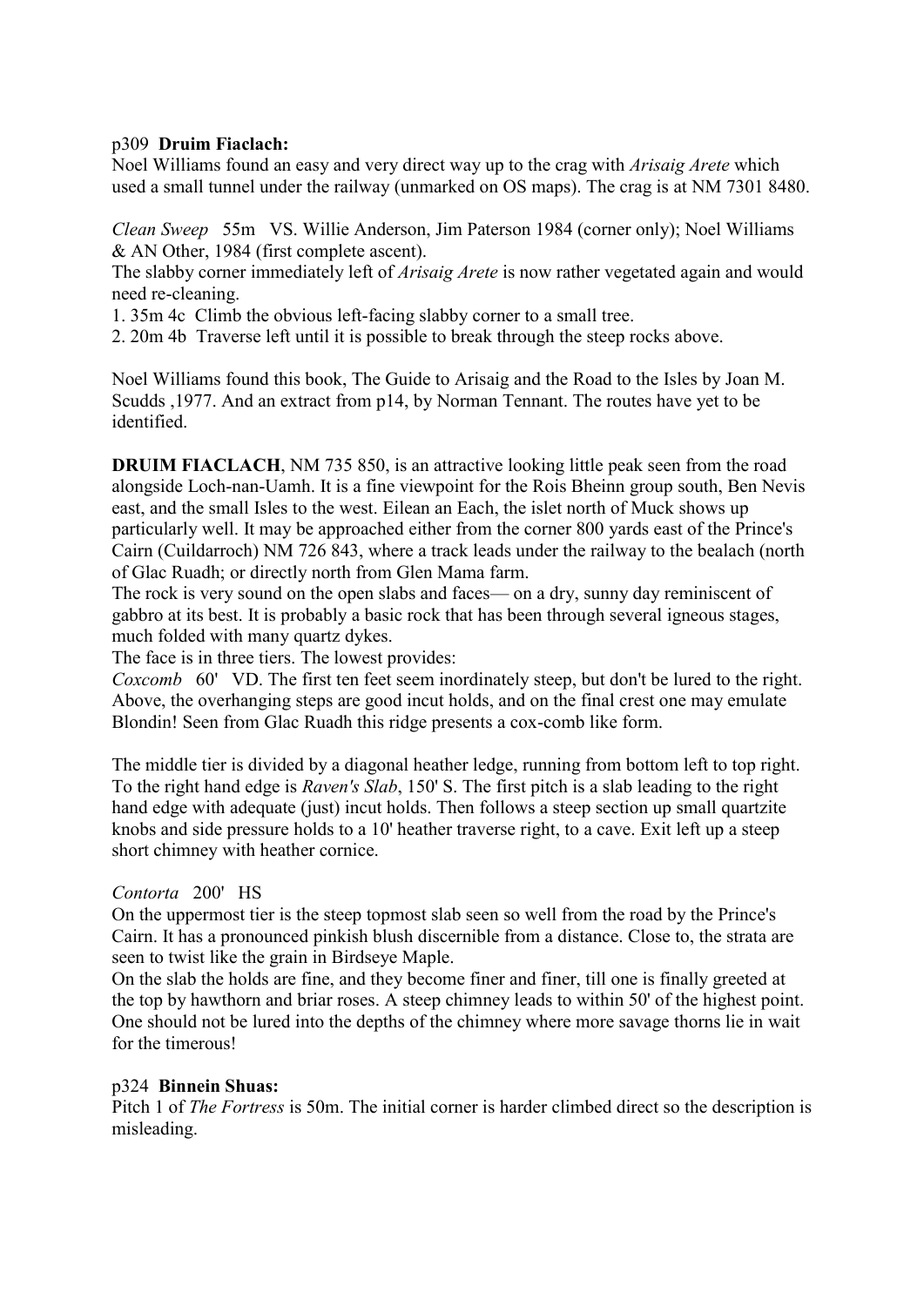p309 **Druim Fiaclach:**
Noel Williams found an easy and very direct way up to the crag with *Arisaig Arete* which used a small tunnel under the railway (unmarked on OS maps). The crag is at NM 7301 8480.

*Clean Sweep* 55m VS. Willie Anderson, Jim Paterson 1984 (corner only); Noel Williams & AN Other, 1984 (first complete ascent).
The slabby corner immediately left of *Arisaig Arete* is now rather vegetated again and would need re-cleaning.
1. 35m 4c Climb the obvious left-facing slabby corner to a small tree.
2. 20m 4b Traverse left until it is possible to break through the steep rocks above.

Noel Williams found this book, The Guide to Arisaig and the Road to the Isles by Joan M. Scudds ,1977. And an extract from p14, by Norman Tennant. The routes have yet to be identified.

**DRUIM FIACLACH**, NM 735 850, is an attractive looking little peak seen from the road alongside Loch-nan-Uamh. It is a fine viewpoint for the Rois Bheinn group south, Ben Nevis east, and the small Isles to the west. Eilean an Each, the islet north of Muck shows up particularly well. It may be approached either from the corner 800 yards east of the Prince's Cairn (Cuildarroch) NM 726 843, where a track leads under the railway to the bealach (north of Glac Ruadh; or directly north from Glen Mama farm.
The rock is very sound on the open slabs and faces— on a dry, sunny day reminiscent of gabbro at its best. It is probably a basic rock that has been through several igneous stages, much folded with many quartz dykes.
The face is in three tiers. The lowest provides:
*Coxcomb* 60' VD. The first ten feet seem inordinately steep, but don't be lured to the right. Above, the overhanging steps are good incut holds, and on the final crest one may emulate Blondin! Seen from Glac Ruadh this ridge presents a cox-comb like form.

The middle tier is divided by a diagonal heather ledge, running from bottom left to top right. To the right hand edge is *Raven's Slab*, 150' S. The first pitch is a slab leading to the right hand edge with adequate (just) incut holds. Then follows a steep section up small quartzite knobs and side pressure holds to a 10' heather traverse right, to a cave. Exit left up a steep short chimney with heather cornice.

*Contorta* 200' HS
On the uppermost tier is the steep topmost slab seen so well from the road by the Prince's Cairn. It has a pronounced pinkish blush discernible from a distance. Close to, the strata are seen to twist like the grain in Birdseye Maple.
On the slab the holds are fine, and they become finer and finer, till one is finally greeted at the top by hawthorn and briar roses. A steep chimney leads to within 50' of the highest point. One should not be lured into the depths of the chimney where more savage thorns lie in wait for the timerous!

p324 **Binnein Shuas:**
Pitch 1 of *The Fortress* is 50m. The initial corner is harder climbed direct so the description is misleading.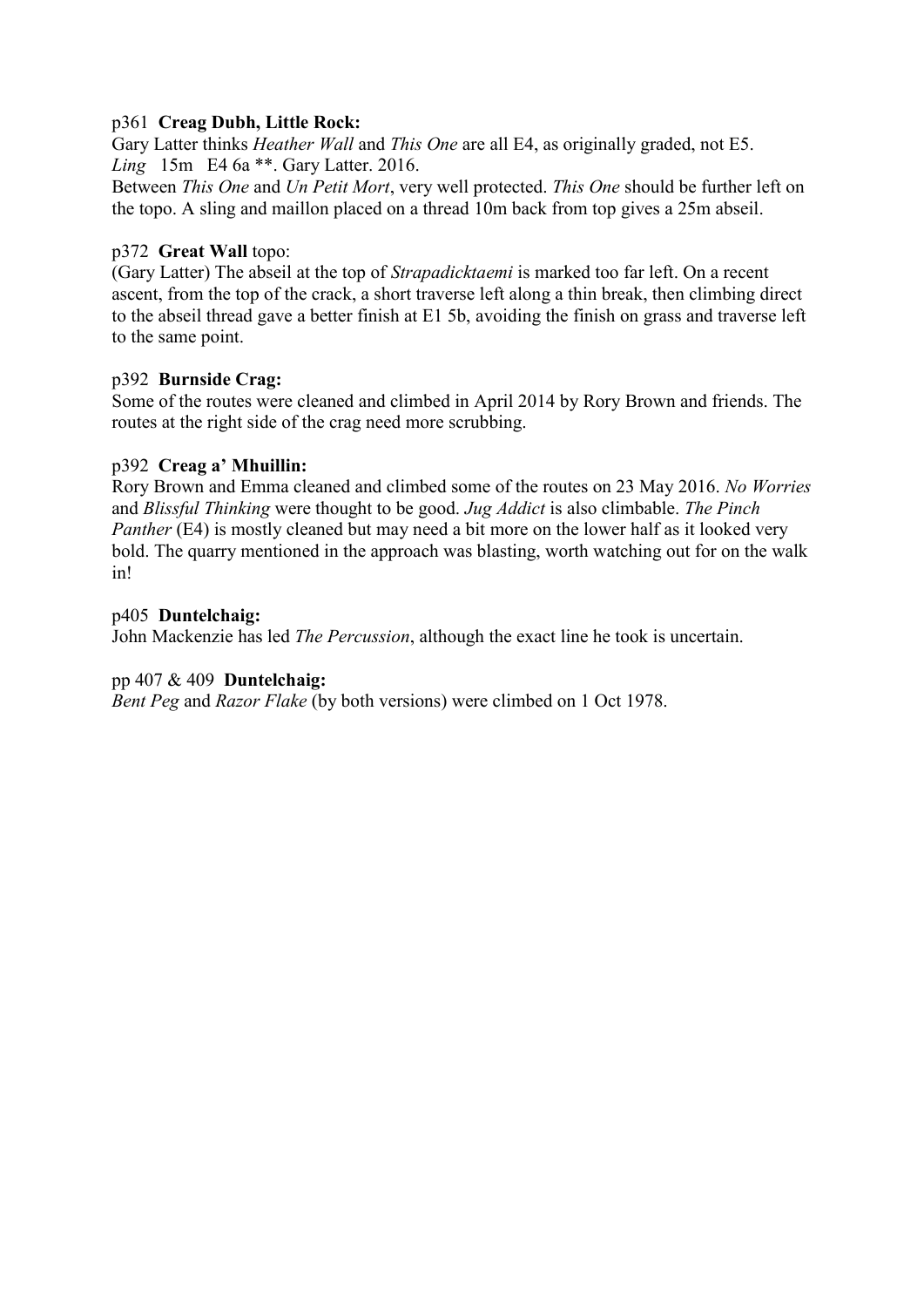p361 **Creag Dubh, Little Rock:**
Gary Latter thinks *Heather Wall* and *This One* are all E4, as originally graded, not E5.
*Ling* 15m E4 6a **. Gary Latter. 2016.
Between *This One* and *Un Petit Mort*, very well protected. *This One* should be further left on the topo. A sling and maillon placed on a thread 10m back from top gives a 25m abseil.

p372 **Great Wall** topo:
(Gary Latter) The abseil at the top of *Strapadicktaemi* is marked too far left. On a recent ascent, from the top of the crack, a short traverse left along a thin break, then climbing direct to the abseil thread gave a better finish at E1 5b, avoiding the finish on grass and traverse left to the same point.

p392 **Burnside Crag:**
Some of the routes were cleaned and climbed in April 2014 by Rory Brown and friends. The routes at the right side of the crag need more scrubbing.

p392 **Creag a' Mhuillin:**
Rory Brown and Emma cleaned and climbed some of the routes on 23 May 2016. *No Worries* and *Blissful Thinking* were thought to be good. *Jug Addict* is also climbable. *The Pinch Panther* (E4) is mostly cleaned but may need a bit more on the lower half as it looked very bold. The quarry mentioned in the approach was blasting, worth watching out for on the walk in!

p405 **Duntelchaig:**
John Mackenzie has led *The Percussion*, although the exact line he took is uncertain.

pp 407 & 409 **Duntelchaig:**
*Bent Peg* and *Razor Flake* (by both versions) were climbed on 1 Oct 1978.